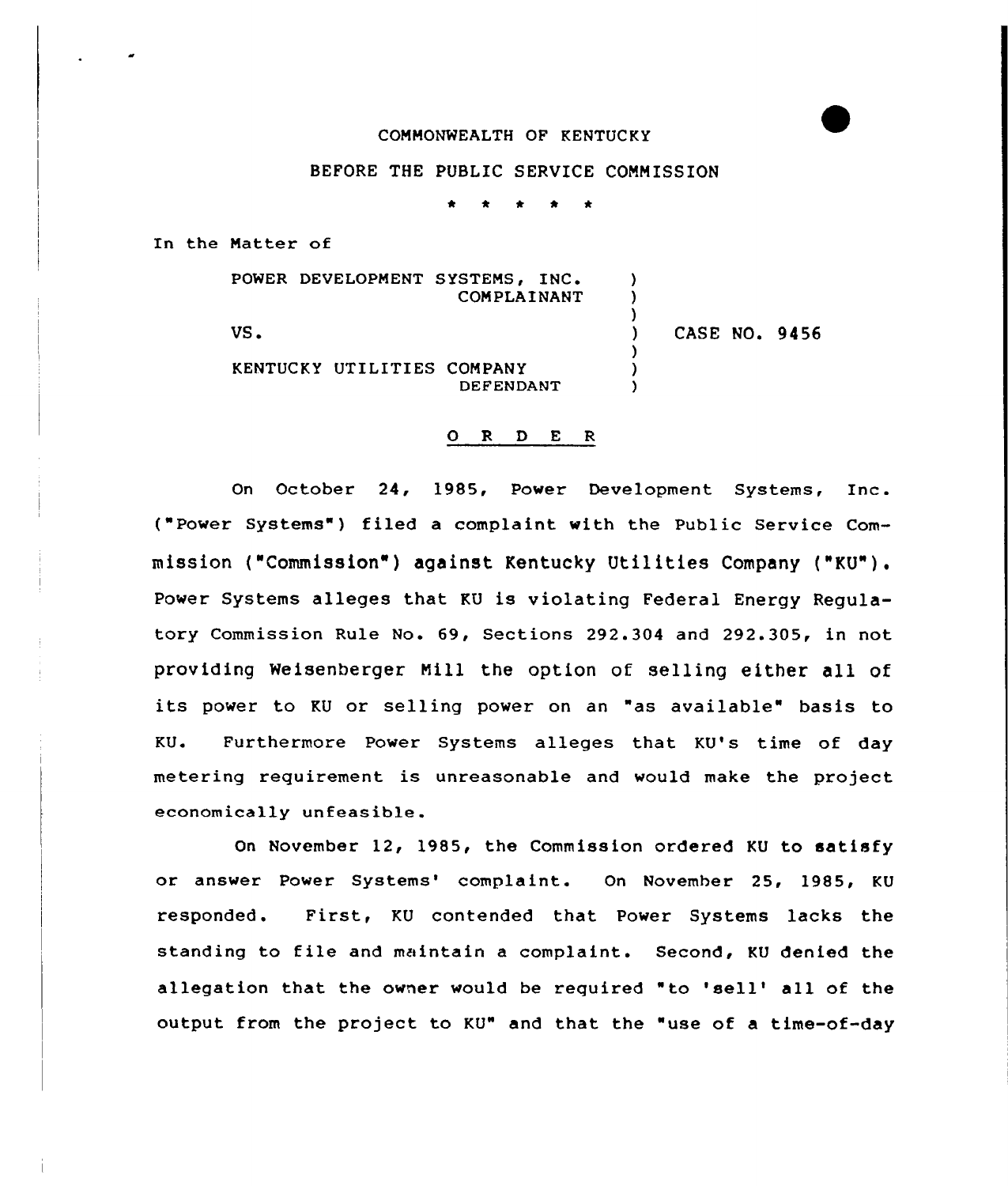COMMONWEALTH OF KENTUCKY

BEFORE THE PUBLIC SERVICE COMMISSION

\* \* \* \* \*

In the Matter of

| | | |
|---|---|---|
| POWER DEVELOPMENT SYSTEMS, INC. COMPLAINANT | ) | |
| VS. | ) | CASE NO. 9456 |
| KENTUCKY UTILITIES COMPANY DEFENDANT | ) | |

## O R D E R

On October 24, 1985, Power Development Systems, Inc. ("Power Systems") filed a complaint with the Public Service Commission ("Commission") against Kentucky Utilities Company ("KU"). Power Systems alleges that KU is violating Federal Energy Regulatory Commission Rule No. 69, Sections 292.304 and 292.305, in not providing Weisenberger Mill the option of selling either all of its power to KU or selling power on an "as available" basis to KU. Furthermore Power Systems alleges that KU's time of day metering requirement is unreasonable and would make the project economically unfeasible.

On November 12, 1985, the Commission ordered KU to satisfy or answer Power Systems' complaint. On November 25, 1985, KU responded. First, KU contended that Power Systems lacks the standing to file and maintain a complaint. Second, KU denied the allegation that the owner would be required "to 'sell' all of the output from the project to KU" and that the "use of a time-of-day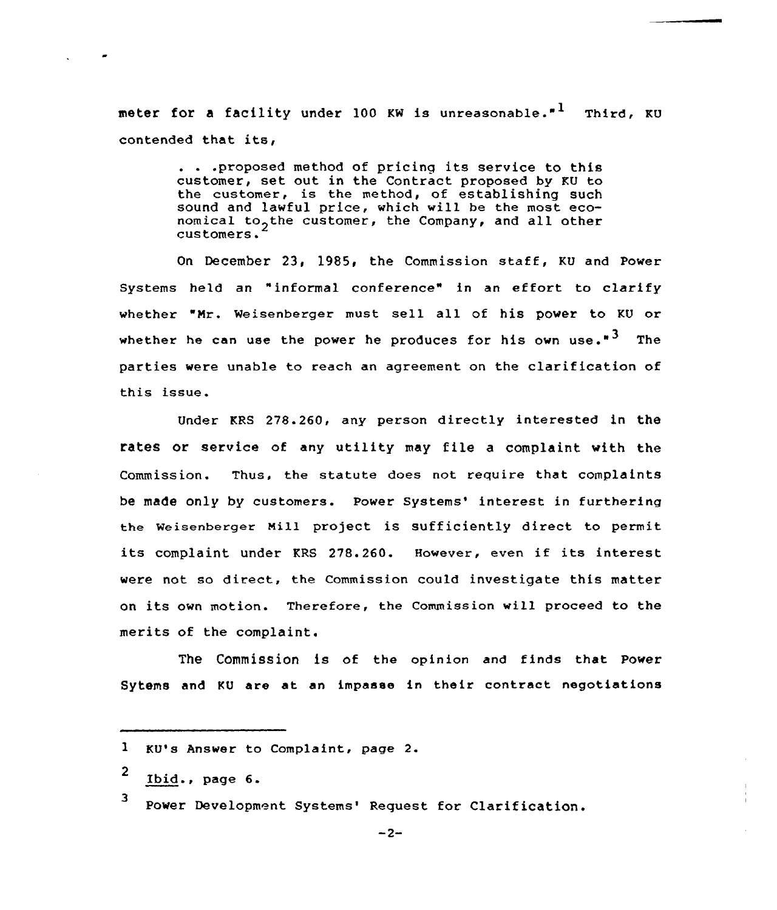meter for a facility under 100 KW is unreasonable."[1] Third, KU contended that its,

> . . .proposed method of pricing its service to this customer, set out in the Contract proposed by KU to the customer, is the method, of establishing such sound and lawful price, which will be the most economical to the customer, the Company, and all other customers.[2]

On December 23, 1985, the Commission staff, KU and Power Systems held an "informal conference" in an effort to clarify whether "Mr. Weisenberger must sell all of his power to KU or whether he can use the power he produces for his own use."[3] The parties were unable to reach an agreement on the clarification of this issue.

Under KRS 278.260, any person directly interested in the rates or service of any utility may file a complaint with the Commission. Thus, the statute does not require that complaints be made only by customers. Power Systems' interest in furthering the Weisenberger Mill project is sufficiently direct to permit its complaint under KRS 278.260. However, even if its interest were not so direct, the Commission could investigate this matter on its own motion. Therefore, the Commission will proceed to the merits of the complaint.

The Commission is of the opinion and finds that Power Sytems and KU are at an impasse in their contract negotiations

---

1 KU's Answer to Complaint, page 2.

2 Ibid., page 6.

3 Power Development Systems' Request for Clarification.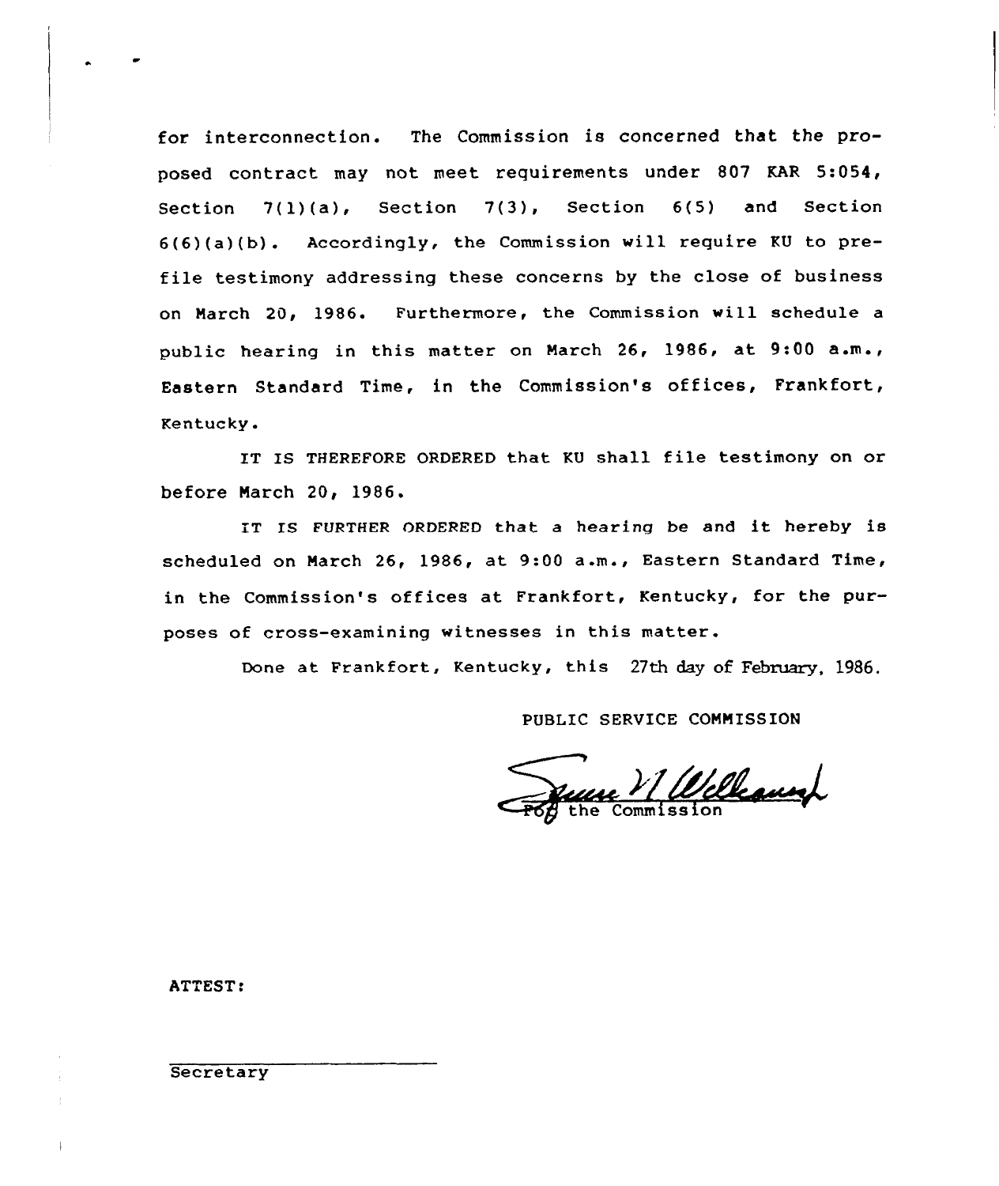for interconnection. The Commission is concerned that the proposed contract may not meet requirements under 807 KAR 5:054, Section 7(1)(a), Section 7(3), Section 6(5) and Section 6(6)(a)(b). Accordingly, the Commission will require KU to prefile testimony addressing these concerns by the close of business on March 20, 1986. Furthermore, the Commission will schedule a public hearing in this matter on March 26, 1986, at 9:00 a.m., Eastern Standard Time, in the Commission's offices, Frankfort, Kentucky.

IT IS THEREFORE ORDERED that KU shall file testimony on or before March 20, 1986.

IT IS FURTHER ORDERED that a hearing be and it hereby is scheduled on March 26, 1986, at 9:00 a.m., Eastern Standard Time, in the Commission's offices at Frankfort, Kentucky, for the purposes of cross-examining witnesses in this matter.

Done at Frankfort, Kentucky, this 27th day of February, 1986.

PUBLIC SERVICE COMMISSION

For the Commission

ATTEST:

Secretary